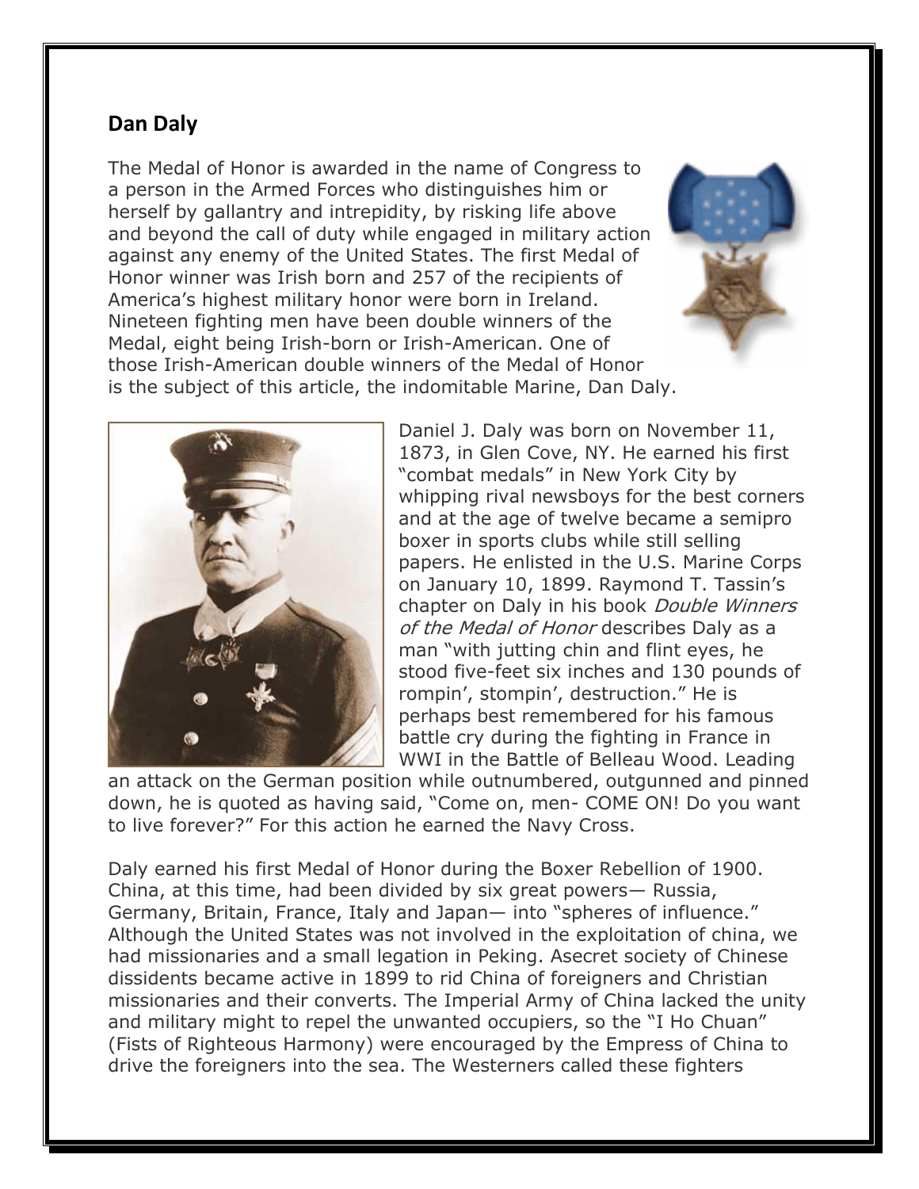## Dan Daly

The Medal of Honor is awarded in the name of Congress to a person in the Armed Forces who distinguishes him or herself by gallantry and intrepidity, by risking life above and beyond the call of duty while engaged in military action against any enemy of the United States. The first Medal of Honor winner was Irish born and 257 of the recipients of America's highest military honor were born in Ireland. Nineteen fighting men have been double winners of the Medal, eight being Irish-born or Irish-American. One of those Irish-American double winners of the Medal of Honor is the subject of this article, the indomitable Marine, Dan Daly.

Daniel J. Daly was born on November 11, 1873, in Glen Cove, NY. He earned his first "combat medals" in New York City by whipping rival newsboys for the best corners and at the age of twelve became a semipro boxer in sports clubs while still selling papers. He enlisted in the U.S. Marine Corps on January 10, 1899. Raymond T. Tassin's chapter on Daly in his book *Double Winners of the Medal of Honor* describes Daly as a man "with jutting chin and flint eyes, he stood five-feet six inches and 130 pounds of rompin', stompin', destruction." He is perhaps best remembered for his famous battle cry during the fighting in France in WWI in the Battle of Belleau Wood. Leading an attack on the German position while outnumbered, outgunned and pinned down, he is quoted as having said, "Come on, men- COME ON! Do you want to live forever?" For this action he earned the Navy Cross.

Daly earned his first Medal of Honor during the Boxer Rebellion of 1900. China, at this time, had been divided by six great powers— Russia, Germany, Britain, France, Italy and Japan— into "spheres of influence." Although the United States was not involved in the exploitation of china, we had missionaries and a small legation in Peking. Asecret society of Chinese dissidents became active in 1899 to rid China of foreigners and Christian missionaries and their converts. The Imperial Army of China lacked the unity and military might to repel the unwanted occupiers, so the "I Ho Chuan" (Fists of Righteous Harmony) were encouraged by the Empress of China to drive the foreigners into the sea. The Westerners called these fighters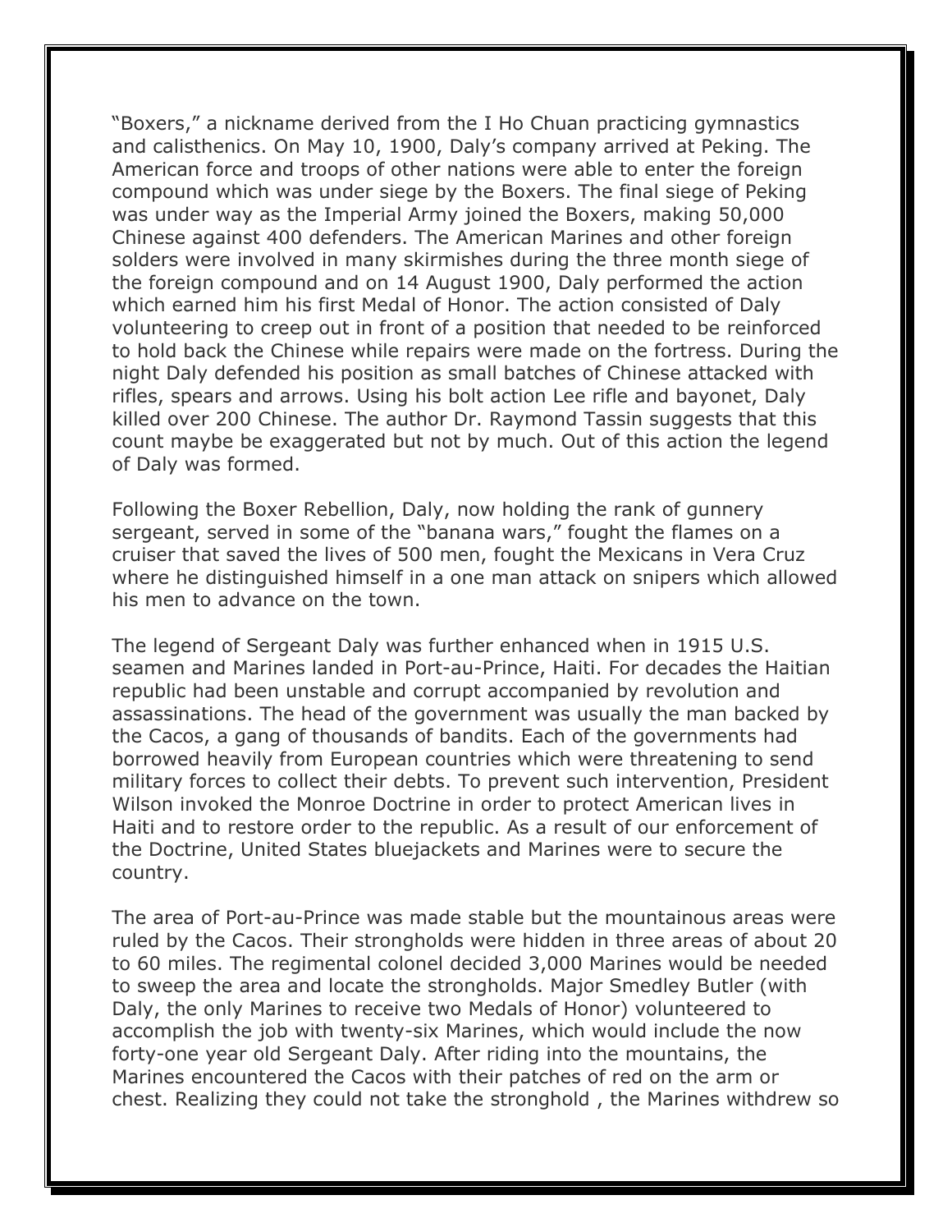"Boxers," a nickname derived from the I Ho Chuan practicing gymnastics and calisthenics. On May 10, 1900, Daly's company arrived at Peking. The American force and troops of other nations were able to enter the foreign compound which was under siege by the Boxers. The final siege of Peking was under way as the Imperial Army joined the Boxers, making 50,000 Chinese against 400 defenders. The American Marines and other foreign solders were involved in many skirmishes during the three month siege of the foreign compound and on 14 August 1900, Daly performed the action which earned him his first Medal of Honor. The action consisted of Daly volunteering to creep out in front of a position that needed to be reinforced to hold back the Chinese while repairs were made on the fortress. During the night Daly defended his position as small batches of Chinese attacked with rifles, spears and arrows. Using his bolt action Lee rifle and bayonet, Daly killed over 200 Chinese. The author Dr. Raymond Tassin suggests that this count maybe be exaggerated but not by much. Out of this action the legend of Daly was formed.

Following the Boxer Rebellion, Daly, now holding the rank of gunnery sergeant, served in some of the "banana wars," fought the flames on a cruiser that saved the lives of 500 men, fought the Mexicans in Vera Cruz where he distinguished himself in a one man attack on snipers which allowed his men to advance on the town.

The legend of Sergeant Daly was further enhanced when in 1915 U.S. seamen and Marines landed in Port-au-Prince, Haiti. For decades the Haitian republic had been unstable and corrupt accompanied by revolution and assassinations. The head of the government was usually the man backed by the Cacos, a gang of thousands of bandits. Each of the governments had borrowed heavily from European countries which were threatening to send military forces to collect their debts. To prevent such intervention, President Wilson invoked the Monroe Doctrine in order to protect American lives in Haiti and to restore order to the republic. As a result of our enforcement of the Doctrine, United States bluejackets and Marines were to secure the country.

The area of Port-au-Prince was made stable but the mountainous areas were ruled by the Cacos. Their strongholds were hidden in three areas of about 20 to 60 miles. The regimental colonel decided 3,000 Marines would be needed to sweep the area and locate the strongholds. Major Smedley Butler (with Daly, the only Marines to receive two Medals of Honor) volunteered to accomplish the job with twenty-six Marines, which would include the now forty-one year old Sergeant Daly. After riding into the mountains, the Marines encountered the Cacos with their patches of red on the arm or chest. Realizing they could not take the stronghold , the Marines withdrew so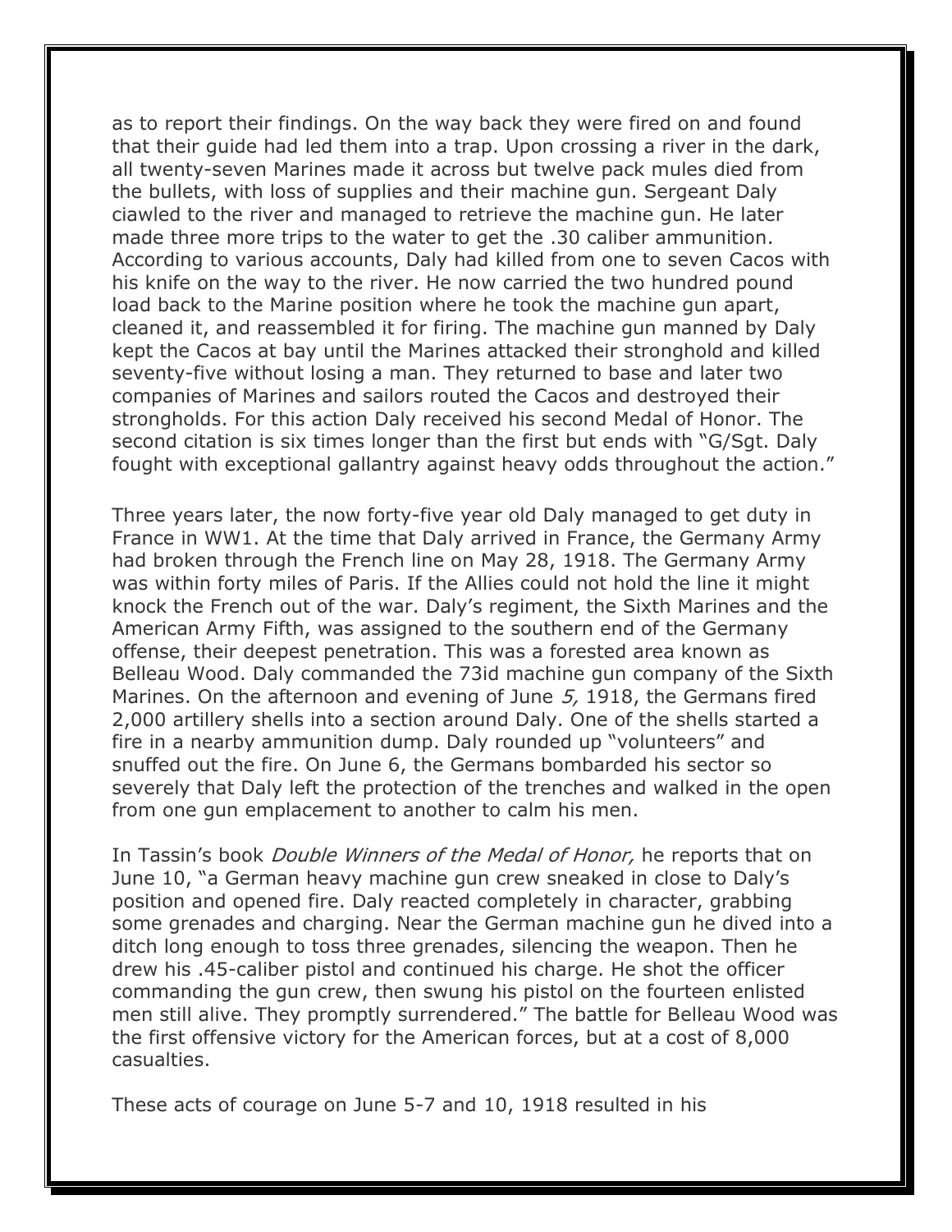as to report their findings. On the way back they were fired on and found that their guide had led them into a trap. Upon crossing a river in the dark, all twenty-seven Marines made it across but twelve pack mules died from the bullets, with loss of supplies and their machine gun. Sergeant Daly ciawled to the river and managed to retrieve the machine gun. He later made three more trips to the water to get the .30 caliber ammunition. According to various accounts, Daly had killed from one to seven Cacos with his knife on the way to the river. He now carried the two hundred pound load back to the Marine position where he took the machine gun apart, cleaned it, and reassembled it for firing. The machine gun manned by Daly kept the Cacos at bay until the Marines attacked their stronghold and killed seventy-five without losing a man. They returned to base and later two companies of Marines and sailors routed the Cacos and destroyed their strongholds. For this action Daly received his second Medal of Honor. The second citation is six times longer than the first but ends with "G/Sgt. Daly fought with exceptional gallantry against heavy odds throughout the action."

Three years later, the now forty-five year old Daly managed to get duty in France in WW1. At the time that Daly arrived in France, the Germany Army had broken through the French line on May 28, 1918. The Germany Army was within forty miles of Paris. If the Allies could not hold the line it might knock the French out of the war. Daly's regiment, the Sixth Marines and the American Army Fifth, was assigned to the southern end of the Germany offense, their deepest penetration. This was a forested area known as Belleau Wood. Daly commanded the 73id machine gun company of the Sixth Marines. On the afternoon and evening of June *5,* 1918, the Germans fired 2,000 artillery shells into a section around Daly. One of the shells started a fire in a nearby ammunition dump. Daly rounded up "volunteers" and snuffed out the fire. On June 6, the Germans bombarded his sector so severely that Daly left the protection of the trenches and walked in the open from one gun emplacement to another to calm his men.

In Tassin's book *Double Winners of the Medal of Honor,* he reports that on June 10, "a German heavy machine gun crew sneaked in close to Daly's position and opened fire. Daly reacted completely in character, grabbing some grenades and charging. Near the German machine gun he dived into a ditch long enough to toss three grenades, silencing the weapon. Then he drew his .45-caliber pistol and continued his charge. He shot the officer commanding the gun crew, then swung his pistol on the fourteen enlisted men still alive. They promptly surrendered." The battle for Belleau Wood was the first offensive victory for the American forces, but at a cost of 8,000 casualties.

These acts of courage on June 5-7 and 10, 1918 resulted in his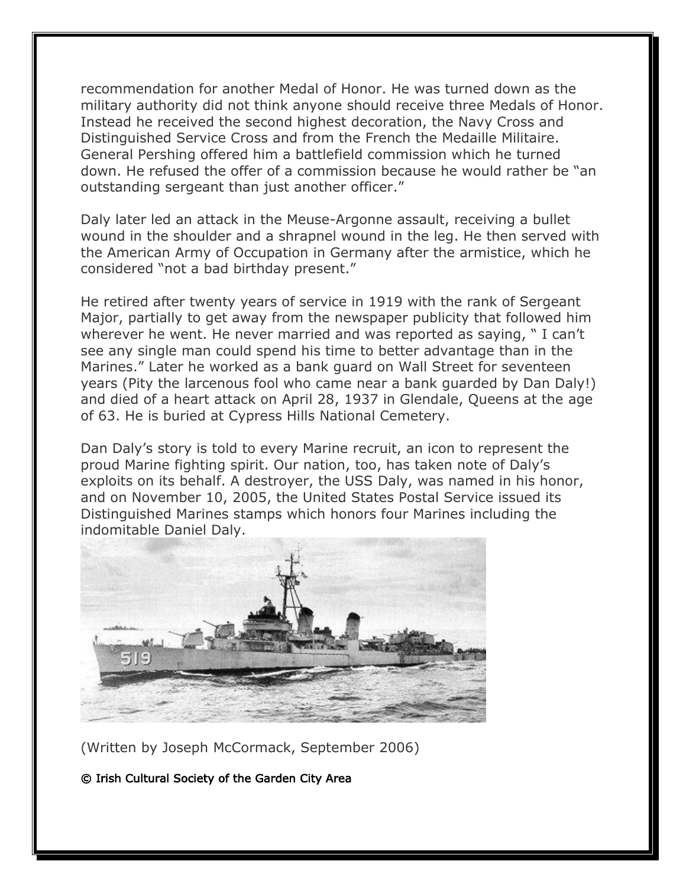recommendation for another Medal of Honor. He was turned down as the military authority did not think anyone should receive three Medals of Honor. Instead he received the second highest decoration, the Navy Cross and Distinguished Service Cross and from the French the Medaille Militaire. General Pershing offered him a battlefield commission which he turned down. He refused the offer of a commission because he would rather be "an outstanding sergeant than just another officer."

Daly later led an attack in the Meuse-Argonne assault, receiving a bullet wound in the shoulder and a shrapnel wound in the leg. He then served with the American Army of Occupation in Germany after the armistice, which he considered "not a bad birthday present."

He retired after twenty years of service in 1919 with the rank of Sergeant Major, partially to get away from the newspaper publicity that followed him wherever he went. He never married and was reported as saying, " I can't see any single man could spend his time to better advantage than in the Marines." Later he worked as a bank guard on Wall Street for seventeen years (Pity the larcenous fool who came near a bank guarded by Dan Daly!) and died of a heart attack on April 28, 1937 in Glendale, Queens at the age of 63. He is buried at Cypress Hills National Cemetery.

Dan Daly's story is told to every Marine recruit, an icon to represent the proud Marine fighting spirit. Our nation, too, has taken note of Daly's exploits on its behalf. A destroyer, the USS Daly, was named in his honor, and on November 10, 2005, the United States Postal Service issued its Distinguished Marines stamps which honors four Marines including the indomitable Daniel Daly.

(Written by Joseph McCormack, September 2006)

© Irish Cultural Society of the Garden City Area